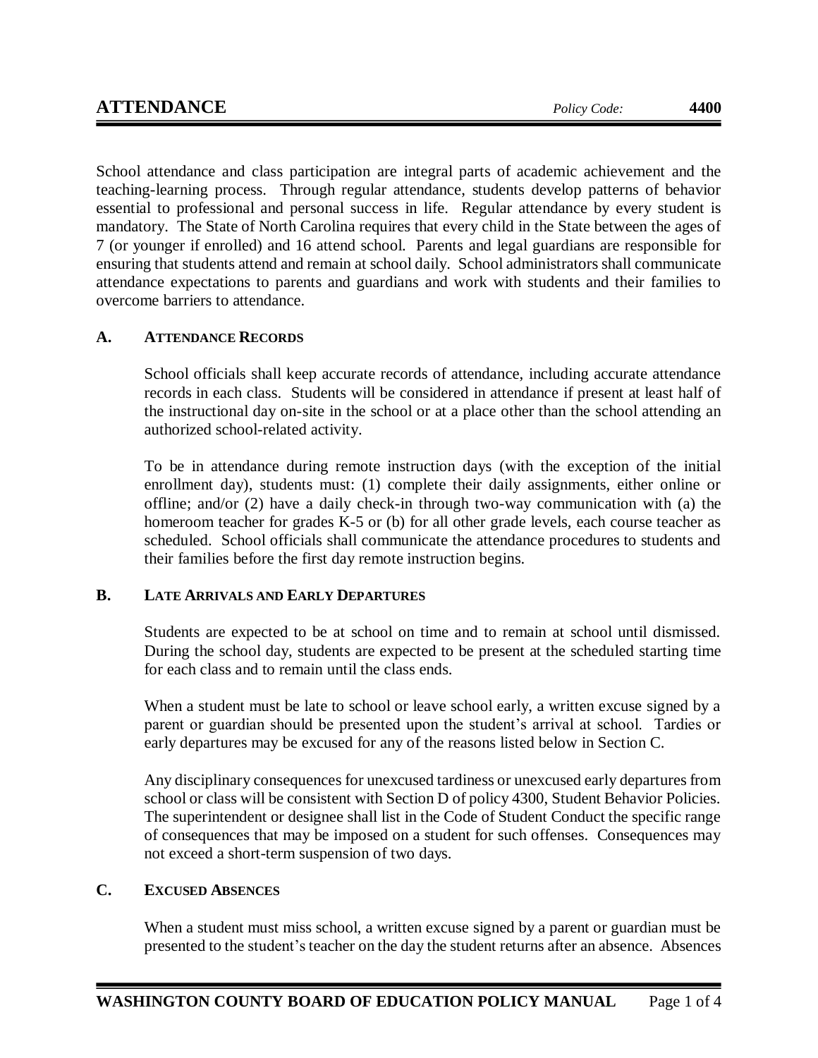# ATTENDANCE

*Policy Code:* **4400**

School attendance and class participation are integral parts of academic achievement and the teaching-learning process. Through regular attendance, students develop patterns of behavior essential to professional and personal success in life. Regular attendance by every student is mandatory. The State of North Carolina requires that every child in the State between the ages of 7 (or younger if enrolled) and 16 attend school. Parents and legal guardians are responsible for ensuring that students attend and remain at school daily. School administrators shall communicate attendance expectations to parents and guardians and work with students and their families to overcome barriers to attendance.

## A. ATTENDANCE RECORDS

School officials shall keep accurate records of attendance, including accurate attendance records in each class. Students will be considered in attendance if present at least half of the instructional day on-site in the school or at a place other than the school attending an authorized school-related activity.

To be in attendance during remote instruction days (with the exception of the initial enrollment day), students must: (1) complete their daily assignments, either online or offline; and/or (2) have a daily check-in through two-way communication with (a) the homeroom teacher for grades K-5 or (b) for all other grade levels, each course teacher as scheduled. School officials shall communicate the attendance procedures to students and their families before the first day remote instruction begins.

## B. LATE ARRIVALS AND EARLY DEPARTURES

Students are expected to be at school on time and to remain at school until dismissed. During the school day, students are expected to be present at the scheduled starting time for each class and to remain until the class ends.

When a student must be late to school or leave school early, a written excuse signed by a parent or guardian should be presented upon the student's arrival at school. Tardies or early departures may be excused for any of the reasons listed below in Section C.

Any disciplinary consequences for unexcused tardiness or unexcused early departures from school or class will be consistent with Section D of policy 4300, Student Behavior Policies. The superintendent or designee shall list in the Code of Student Conduct the specific range of consequences that may be imposed on a student for such offenses. Consequences may not exceed a short-term suspension of two days.

## C. EXCUSED ABSENCES

When a student must miss school, a written excuse signed by a parent or guardian must be presented to the student's teacher on the day the student returns after an absence. Absences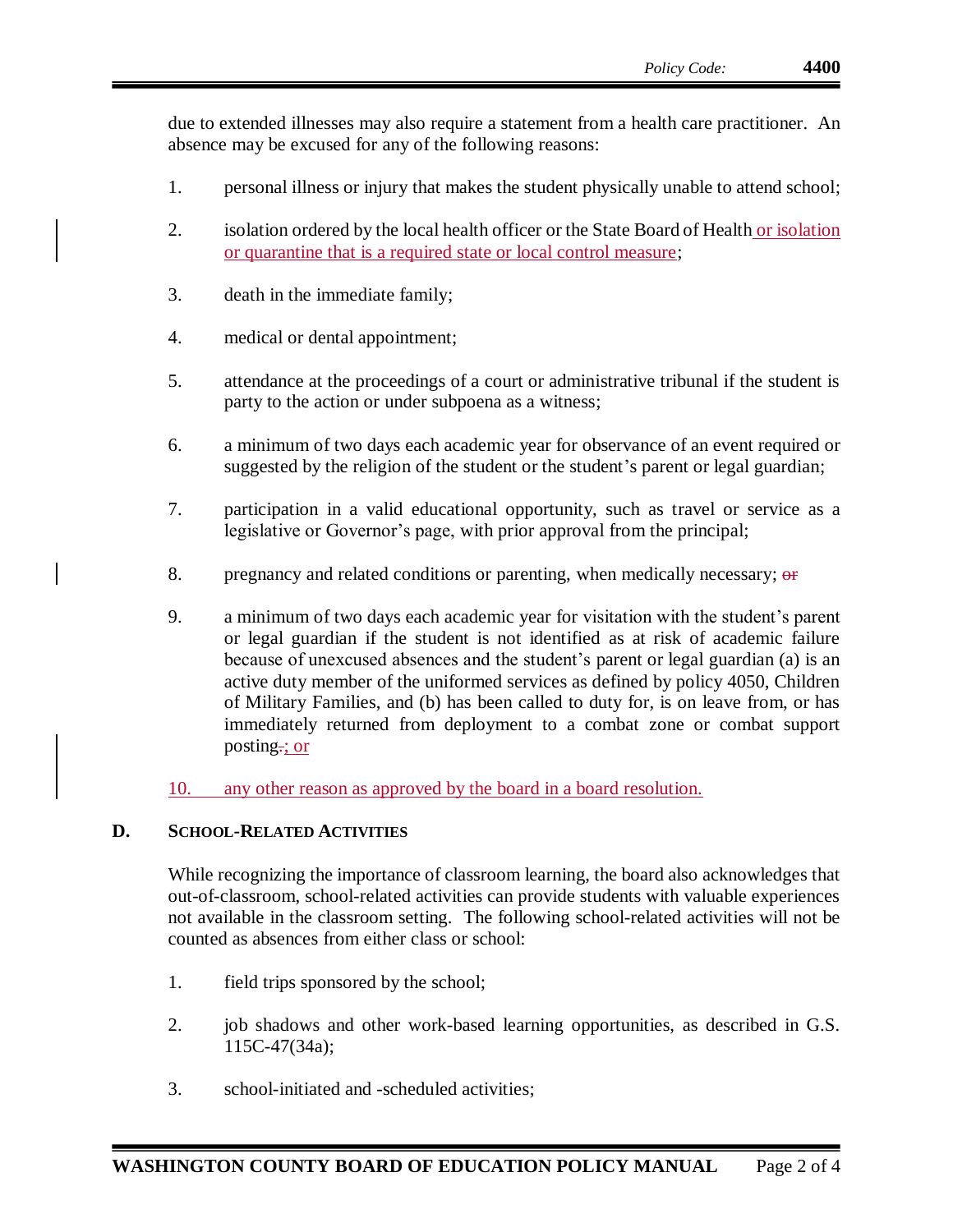due to extended illnesses may also require a statement from a health care practitioner. An absence may be excused for any of the following reasons:

1. personal illness or injury that makes the student physically unable to attend school;

2. isolation ordered by the local health officer or the State Board of Health or isolation or quarantine that is a required state or local control measure;

3. death in the immediate family;

4. medical or dental appointment;

5. attendance at the proceedings of a court or administrative tribunal if the student is party to the action or under subpoena as a witness;

6. a minimum of two days each academic year for observance of an event required or suggested by the religion of the student or the student's parent or legal guardian;

7. participation in a valid educational opportunity, such as travel or service as a legislative or Governor's page, with prior approval from the principal;

8. pregnancy and related conditions or parenting, when medically necessary; ~~or~~

9. a minimum of two days each academic year for visitation with the student's parent or legal guardian if the student is not identified as at risk of academic failure because of unexcused absences and the student's parent or legal guardian (a) is an active duty member of the uniformed services as defined by policy 4050, Children of Military Families, and (b) has been called to duty for, is on leave from, or has immediately returned from deployment to a combat zone or combat support posting~~.~~; or

10. any other reason as approved by the board in a board resolution.

## D. School-Related Activities

While recognizing the importance of classroom learning, the board also acknowledges that out-of-classroom, school-related activities can provide students with valuable experiences not available in the classroom setting. The following school-related activities will not be counted as absences from either class or school:

1. field trips sponsored by the school;

2. job shadows and other work-based learning opportunities, as described in G.S. 115C-47(34a);

3. school-initiated and -scheduled activities;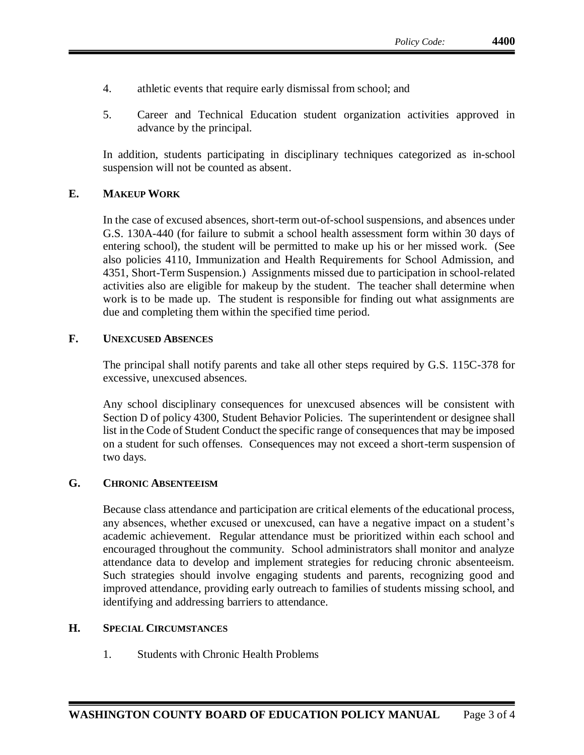4. athletic events that require early dismissal from school; and

5. Career and Technical Education student organization activities approved in advance by the principal.

In addition, students participating in disciplinary techniques categorized as in-school suspension will not be counted as absent.

## E. MAKEUP WORK

In the case of excused absences, short-term out-of-school suspensions, and absences under G.S. 130A-440 (for failure to submit a school health assessment form within 30 days of entering school), the student will be permitted to make up his or her missed work. (See also policies 4110, Immunization and Health Requirements for School Admission, and 4351, Short-Term Suspension.) Assignments missed due to participation in school-related activities also are eligible for makeup by the student. The teacher shall determine when work is to be made up. The student is responsible for finding out what assignments are due and completing them within the specified time period.

## F. UNEXCUSED ABSENCES

The principal shall notify parents and take all other steps required by G.S. 115C-378 for excessive, unexcused absences.

Any school disciplinary consequences for unexcused absences will be consistent with Section D of policy 4300, Student Behavior Policies. The superintendent or designee shall list in the Code of Student Conduct the specific range of consequences that may be imposed on a student for such offenses. Consequences may not exceed a short-term suspension of two days.

## G. CHRONIC ABSENTEEISM

Because class attendance and participation are critical elements of the educational process, any absences, whether excused or unexcused, can have a negative impact on a student's academic achievement. Regular attendance must be prioritized within each school and encouraged throughout the community. School administrators shall monitor and analyze attendance data to develop and implement strategies for reducing chronic absenteeism. Such strategies should involve engaging students and parents, recognizing good and improved attendance, providing early outreach to families of students missing school, and identifying and addressing barriers to attendance.

## H. SPECIAL CIRCUMSTANCES

1. Students with Chronic Health Problems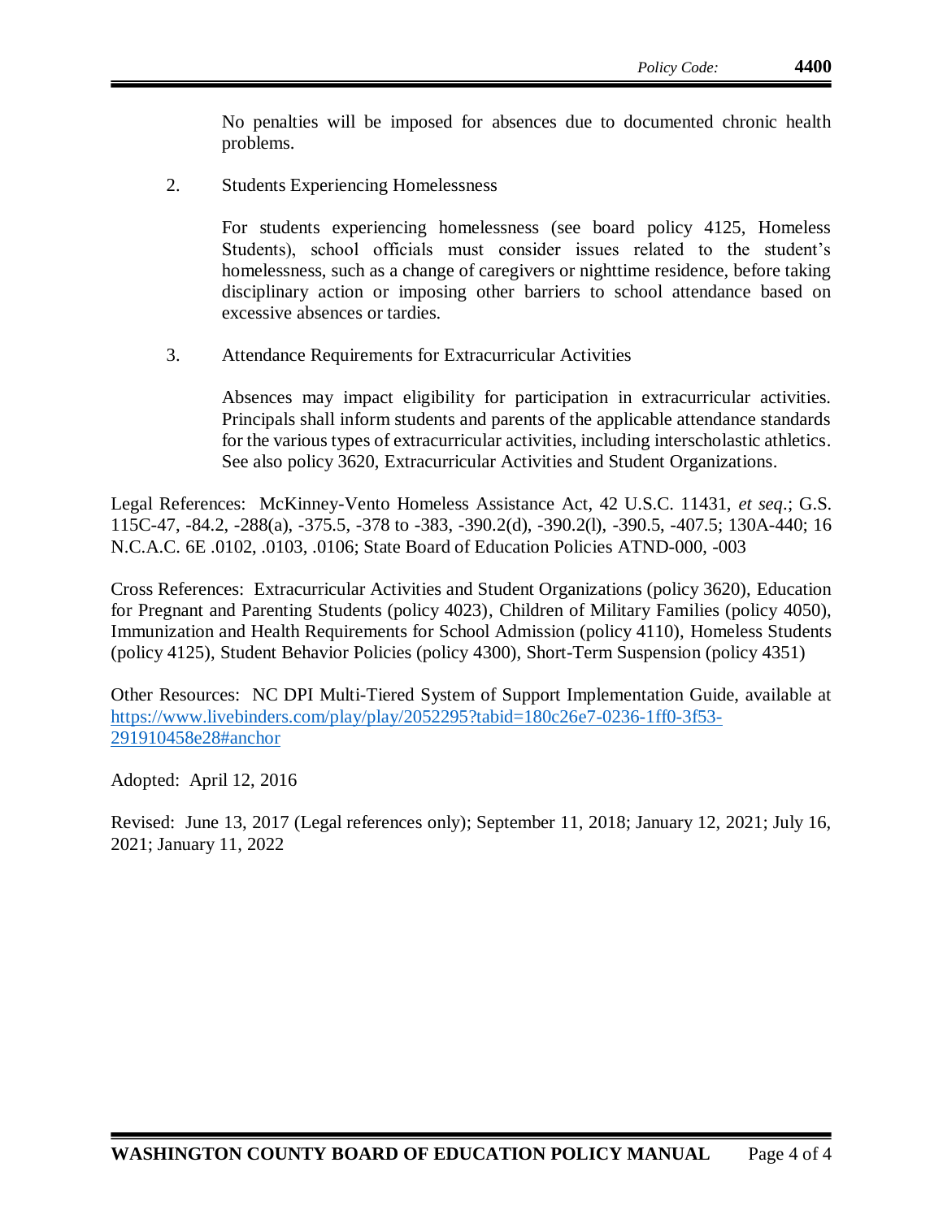No penalties will be imposed for absences due to documented chronic health problems.

2. Students Experiencing Homelessness

   For students experiencing homelessness (see board policy 4125, Homeless Students), school officials must consider issues related to the student's homelessness, such as a change of caregivers or nighttime residence, before taking disciplinary action or imposing other barriers to school attendance based on excessive absences or tardies.

3. Attendance Requirements for Extracurricular Activities

   Absences may impact eligibility for participation in extracurricular activities. Principals shall inform students and parents of the applicable attendance standards for the various types of extracurricular activities, including interscholastic athletics. See also policy 3620, Extracurricular Activities and Student Organizations.

Legal References: McKinney-Vento Homeless Assistance Act, 42 U.S.C. 11431, *et seq*.; G.S. 115C-47, -84.2, -288(a), -375.5, -378 to -383, -390.2(d), -390.2(l), -390.5, -407.5; 130A-440; 16 N.C.A.C. 6E .0102, .0103, .0106; State Board of Education Policies ATND-000, -003

Cross References: Extracurricular Activities and Student Organizations (policy 3620), Education for Pregnant and Parenting Students (policy 4023), Children of Military Families (policy 4050), Immunization and Health Requirements for School Admission (policy 4110), Homeless Students (policy 4125), Student Behavior Policies (policy 4300), Short-Term Suspension (policy 4351)

Other Resources: NC DPI Multi-Tiered System of Support Implementation Guide, available at [https://www.livebinders.com/play/play/2052295?tabid=180c26e7-0236-1ff0-3f53-291910458e28#anchor](https://www.livebinders.com/play/play/2052295?tabid=180c26e7-0236-1ff0-3f53-291910458e28#anchor)

Adopted: April 12, 2016

Revised: June 13, 2017 (Legal references only); September 11, 2018; January 12, 2021; July 16, 2021; January 11, 2022